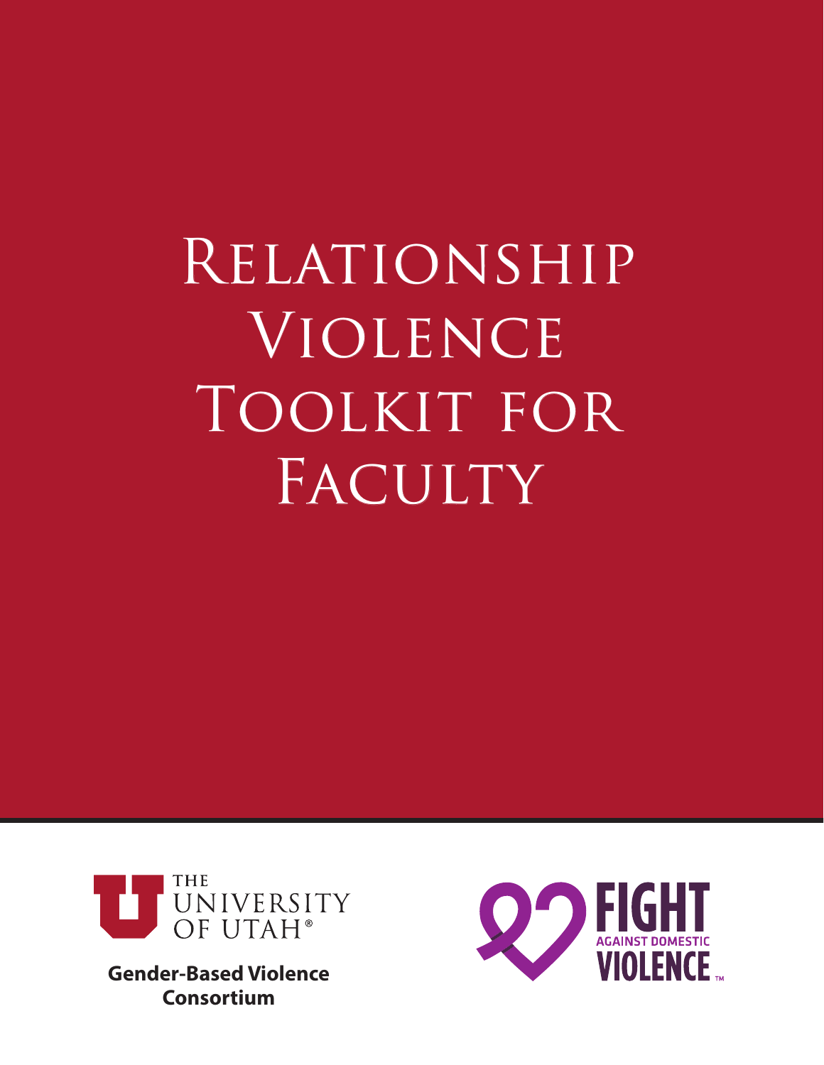# Relationship Violence Toolkit for Faculty

THE UNIVERSITY OF UTAH®

**Gender-Based Violence Consortium**

FIGHT AGAINST DOMESTIC VIOLENCE™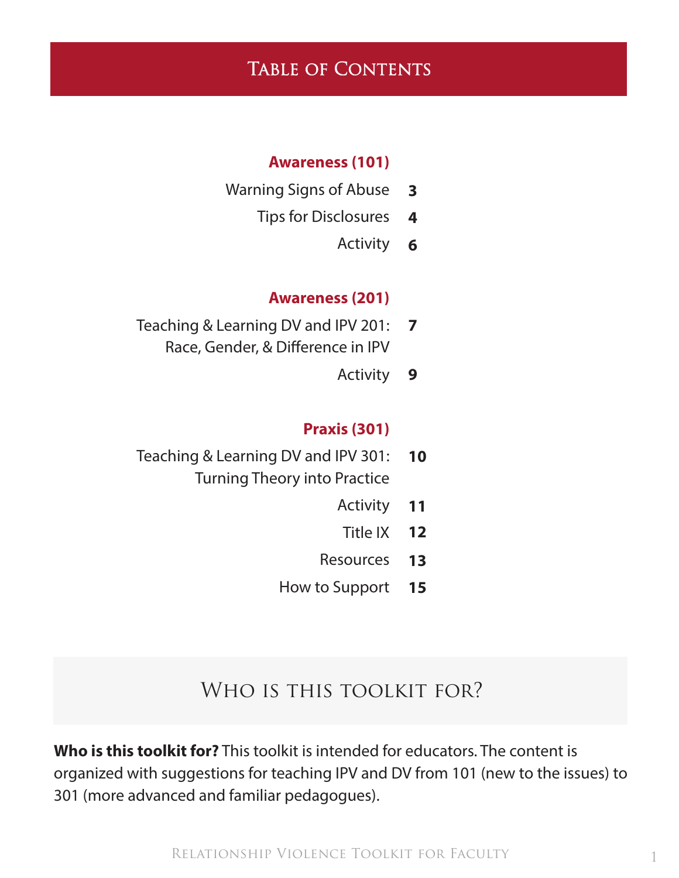# Table of Contents

**Awareness (101)**

| | |
|---|---|
| Warning Signs of Abuse | 3 |
| Tips for Disclosures | 4 |
| Activity | 6 |

**Awareness (201)**

| | |
|---|---|
| Teaching & Learning DV and IPV 201: Race, Gender, & Difference in IPV | 7 |
| Activity | 9 |

**Praxis (301)**

| | |
|---|---|
| Teaching & Learning DV and IPV 301: Turning Theory into Practice | 10 |
| Activity | 11 |
| Title IX | 12 |
| Resources | 13 |
| How to Support | 15 |

## Who is this toolkit for?

**Who is this toolkit for?** This toolkit is intended for educators. The content is organized with suggestions for teaching IPV and DV from 101 (new to the issues) to 301 (more advanced and familiar pedagogues).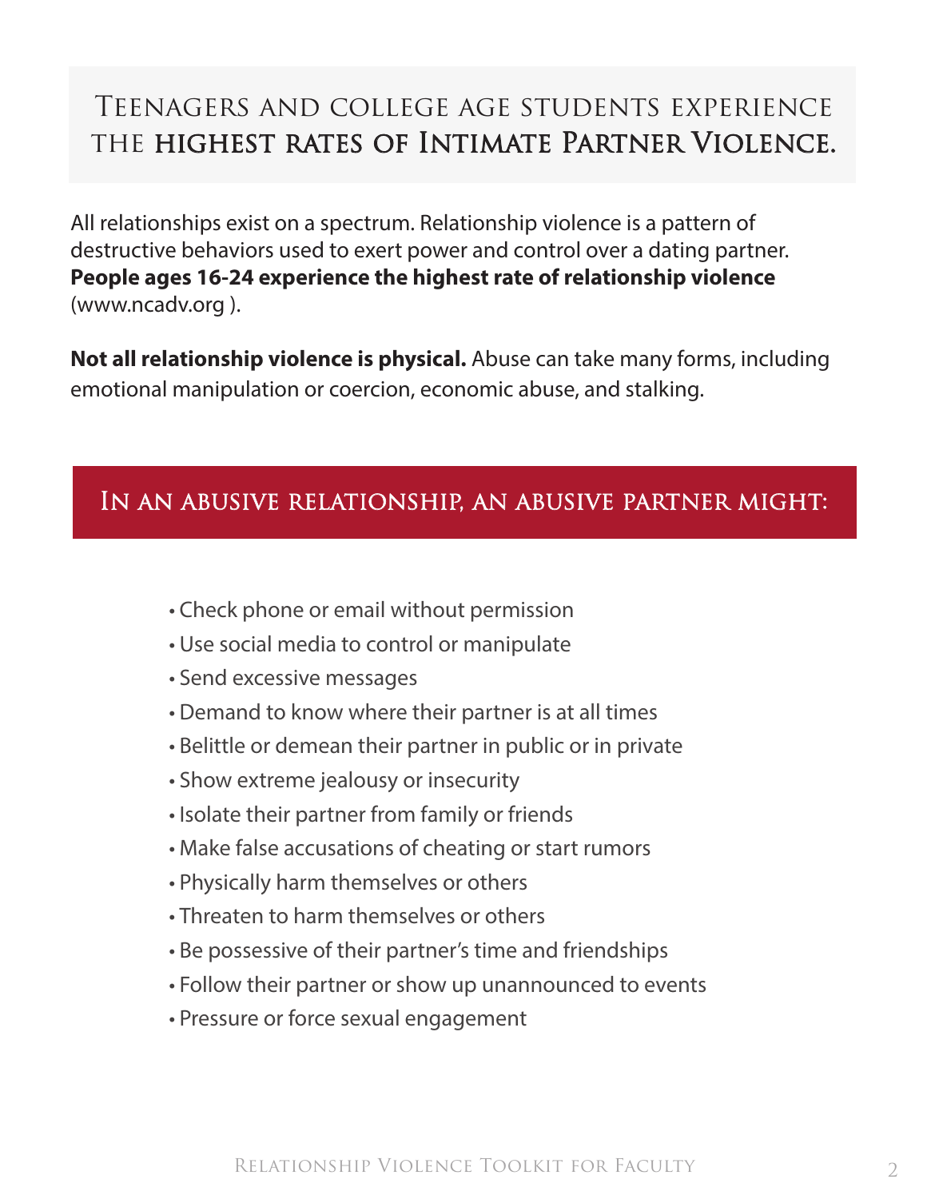## Teenagers and college age students experience the **highest rates of Intimate Partner Violence.**

All relationships exist on a spectrum. Relationship violence is a pattern of destructive behaviors used to exert power and control over a dating partner. **People ages 16-24 experience the highest rate of relationship violence** (www.ncadv.org ).

**Not all relationship violence is physical.** Abuse can take many forms, including emotional manipulation or coercion, economic abuse, and stalking.

## In an abusive relationship, an abusive partner might:

- Check phone or email without permission
- Use social media to control or manipulate
- Send excessive messages
- Demand to know where their partner is at all times
- Belittle or demean their partner in public or in private
- Show extreme jealousy or insecurity
- Isolate their partner from family or friends
- Make false accusations of cheating or start rumors
- Physically harm themselves or others
- Threaten to harm themselves or others
- Be possessive of their partner's time and friendships
- Follow their partner or show up unannounced to events
- Pressure or force sexual engagement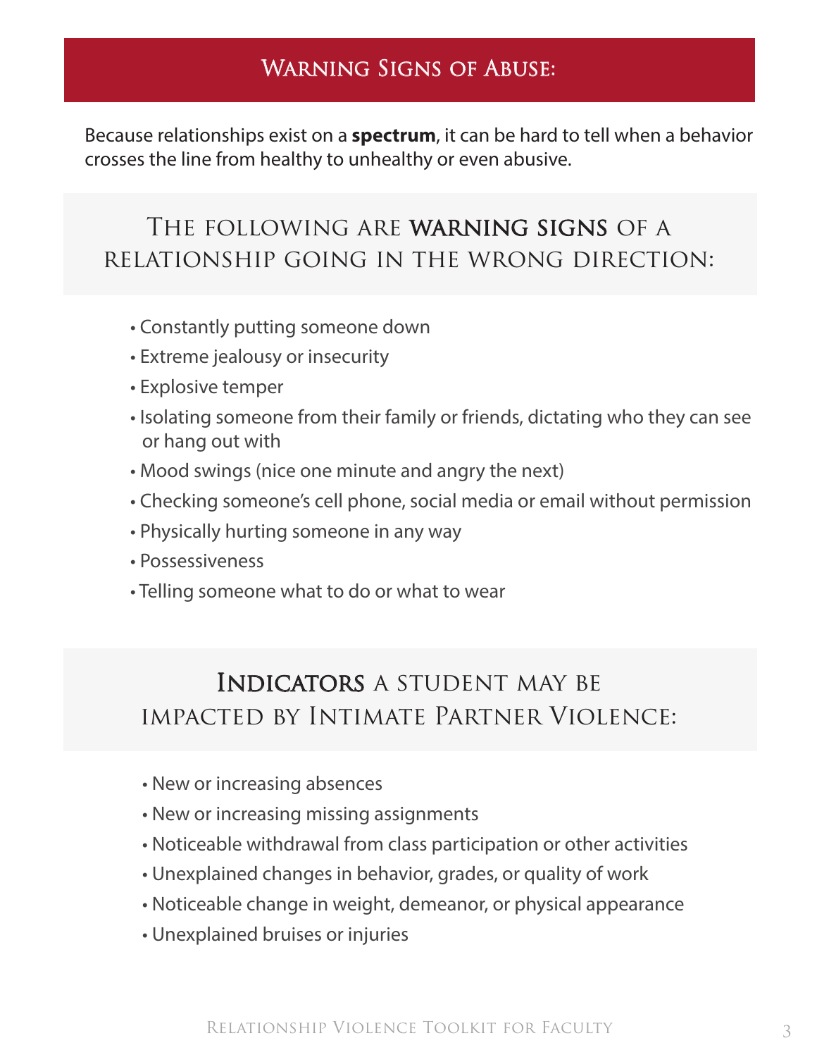# Warning Signs of Abuse:

Because relationships exist on a **spectrum**, it can be hard to tell when a behavior crosses the line from healthy to unhealthy or even abusive.

## The following are warning signs of a relationship going in the wrong direction:

- Constantly putting someone down
- Extreme jealousy or insecurity
- Explosive temper
- Isolating someone from their family or friends, dictating who they can see or hang out with
- Mood swings (nice one minute and angry the next)
- Checking someone's cell phone, social media or email without permission
- Physically hurting someone in any way
- Possessiveness
- Telling someone what to do or what to wear

## Indicators a student may be impacted by Intimate Partner Violence:

- New or increasing absences
- New or increasing missing assignments
- Noticeable withdrawal from class participation or other activities
- Unexplained changes in behavior, grades, or quality of work
- Noticeable change in weight, demeanor, or physical appearance
- Unexplained bruises or injuries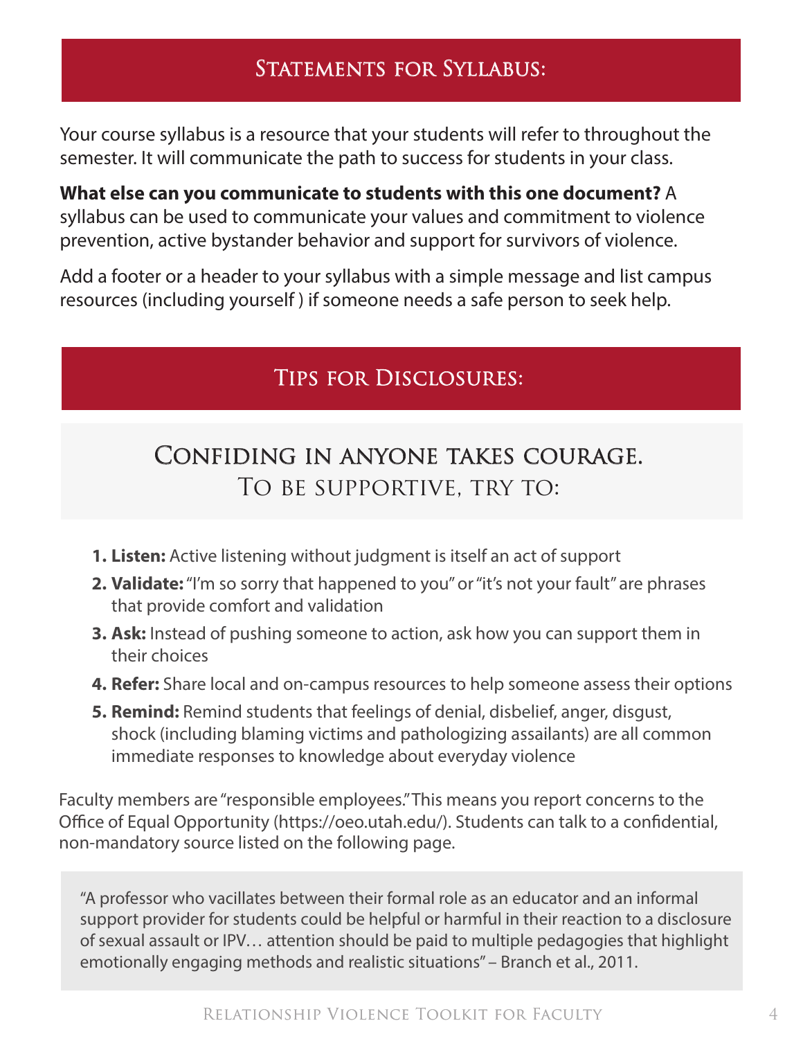## Statements for Syllabus:

Your course syllabus is a resource that your students will refer to throughout the semester. It will communicate the path to success for students in your class.

**What else can you communicate to students with this one document?** A syllabus can be used to communicate your values and commitment to violence prevention, active bystander behavior and support for survivors of violence.

Add a footer or a header to your syllabus with a simple message and list campus resources (including yourself ) if someone needs a safe person to seek help.

## Tips for Disclosures:

### Confiding in anyone takes courage.
### To be supportive, try to:

1. **Listen:** Active listening without judgment is itself an act of support
2. **Validate:** "I'm so sorry that happened to you" or "it's not your fault" are phrases that provide comfort and validation
3. **Ask:** Instead of pushing someone to action, ask how you can support them in their choices
4. **Refer:** Share local and on-campus resources to help someone assess their options
5. **Remind:** Remind students that feelings of denial, disbelief, anger, disgust, shock (including blaming victims and pathologizing assailants) are all common immediate responses to knowledge about everyday violence

Faculty members are "responsible employees." This means you report concerns to the Office of Equal Opportunity (https://oeo.utah.edu/). Students can talk to a confidential, non-mandatory source listed on the following page.

> "A professor who vacillates between their formal role as an educator and an informal support provider for students could be helpful or harmful in their reaction to a disclosure of sexual assault or IPV… attention should be paid to multiple pedagogies that highlight emotionally engaging methods and realistic situations" – Branch et al., 2011.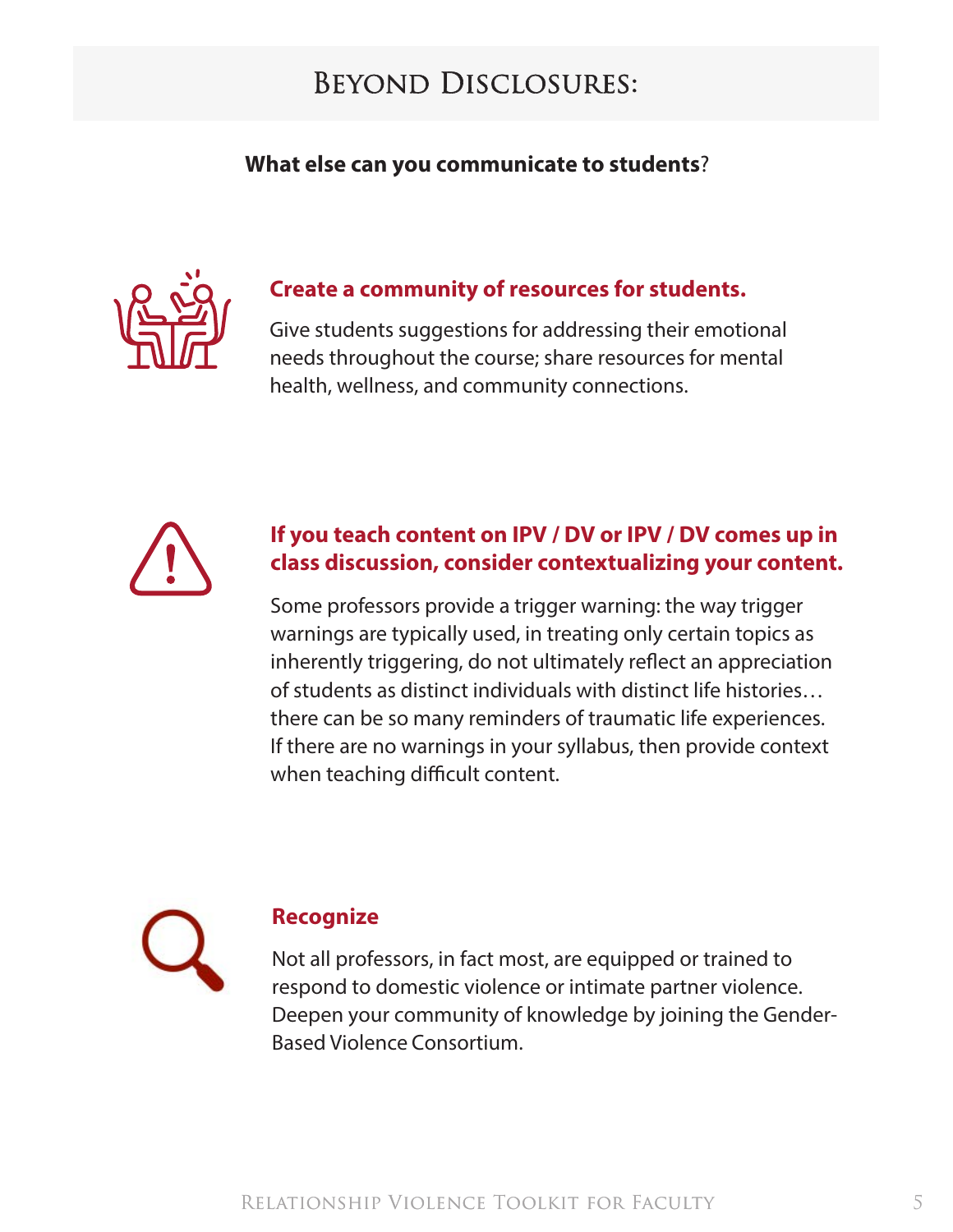# Beyond Disclosures:

**What else can you communicate to students**?

### Create a community of resources for students.

Give students suggestions for addressing their emotional needs throughout the course; share resources for mental health, wellness, and community connections.

### If you teach content on IPV / DV or IPV / DV comes up in class discussion, consider contextualizing your content.

Some professors provide a trigger warning: the way trigger warnings are typically used, in treating only certain topics as inherently triggering, do not ultimately reflect an appreciation of students as distinct individuals with distinct life histories… there can be so many reminders of traumatic life experiences. If there are no warnings in your syllabus, then provide context when teaching difficult content.

### Recognize

Not all professors, in fact most, are equipped or trained to respond to domestic violence or intimate partner violence. Deepen your community of knowledge by joining the Gender-Based Violence Consortium.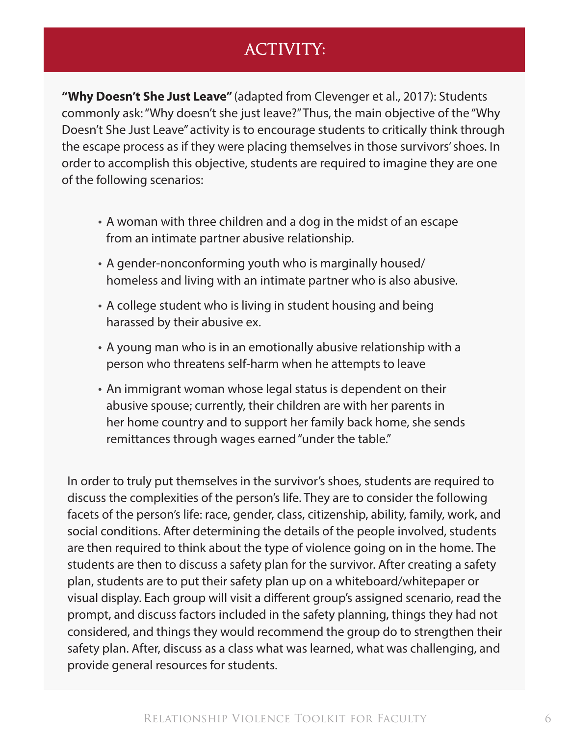# ACTIVITY:

**"Why Doesn't She Just Leave"** (adapted from Clevenger et al., 2017): Students commonly ask: "Why doesn't she just leave?" Thus, the main objective of the "Why Doesn't She Just Leave" activity is to encourage students to critically think through the escape process as if they were placing themselves in those survivors' shoes. In order to accomplish this objective, students are required to imagine they are one of the following scenarios:

- A woman with three children and a dog in the midst of an escape from an intimate partner abusive relationship.
- A gender-nonconforming youth who is marginally housed/homeless and living with an intimate partner who is also abusive.
- A college student who is living in student housing and being harassed by their abusive ex.
- A young man who is in an emotionally abusive relationship with a person who threatens self-harm when he attempts to leave
- An immigrant woman whose legal status is dependent on their abusive spouse; currently, their children are with her parents in her home country and to support her family back home, she sends remittances through wages earned "under the table."

In order to truly put themselves in the survivor's shoes, students are required to discuss the complexities of the person's life. They are to consider the following facets of the person's life: race, gender, class, citizenship, ability, family, work, and social conditions. After determining the details of the people involved, students are then required to think about the type of violence going on in the home. The students are then to discuss a safety plan for the survivor. After creating a safety plan, students are to put their safety plan up on a whiteboard/whitepaper or visual display. Each group will visit a different group's assigned scenario, read the prompt, and discuss factors included in the safety planning, things they had not considered, and things they would recommend the group do to strengthen their safety plan. After, discuss as a class what was learned, what was challenging, and provide general resources for students.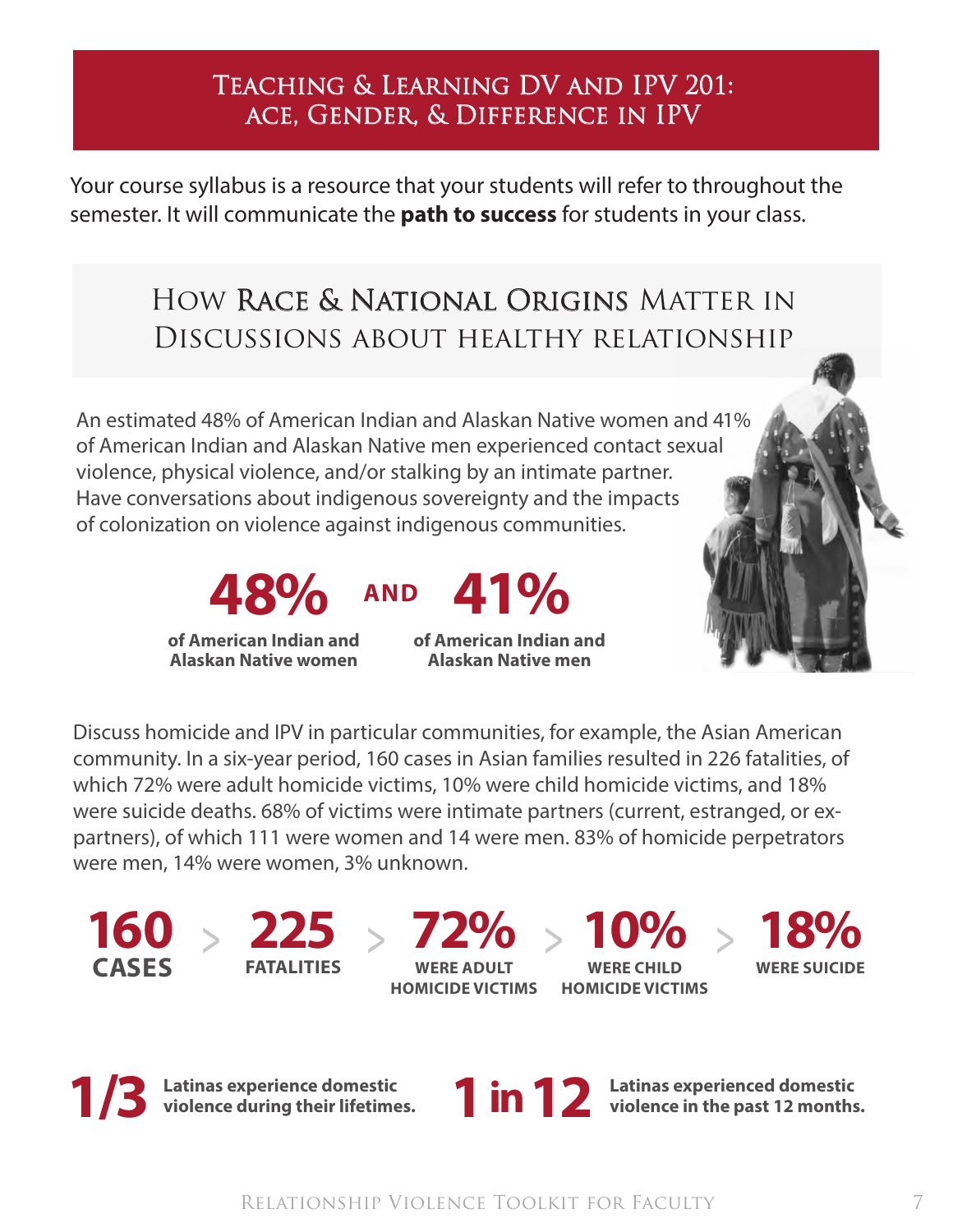# Teaching & Learning DV and IPV 201: ace, Gender, & Difference in IPV

Your course syllabus is a resource that your students will refer to throughout the semester. It will communicate the **path to success** for students in your class.

## How Race & National Origins Matter in Discussions about healthy relationship

An estimated 48% of American Indian and Alaskan Native women and 41% of American Indian and Alaskan Native men experienced contact sexual violence, physical violence, and/or stalking by an intimate partner. Have conversations about indigenous sovereignty and the impacts of colonization on violence against indigenous communities.

**48%** **AND** **41%**

**of American Indian and Alaskan Native women**

**of American Indian and Alaskan Native men**

Discuss homicide and IPV in particular communities, for example, the Asian American community. In a six-year period, 160 cases in Asian families resulted in 226 fatalities, of which 72% were adult homicide victims, 10% were child homicide victims, and 18% were suicide deaths. 68% of victims were intimate partners (current, estranged, or ex-partners), of which 111 were women and 14 were men. 83% of homicide perpetrators were men, 14% were women, 3% unknown.

**160** CASES > **225** FATALITIES > **72%** WERE ADULT HOMICIDE VICTIMS > **10%** WERE CHILD HOMICIDE VICTIMS > **18%** WERE SUICIDE

**1/3** **Latinas experience domestic violence during their lifetimes.**

**1 in 12** **Latinas experienced domestic violence in the past 12 months.**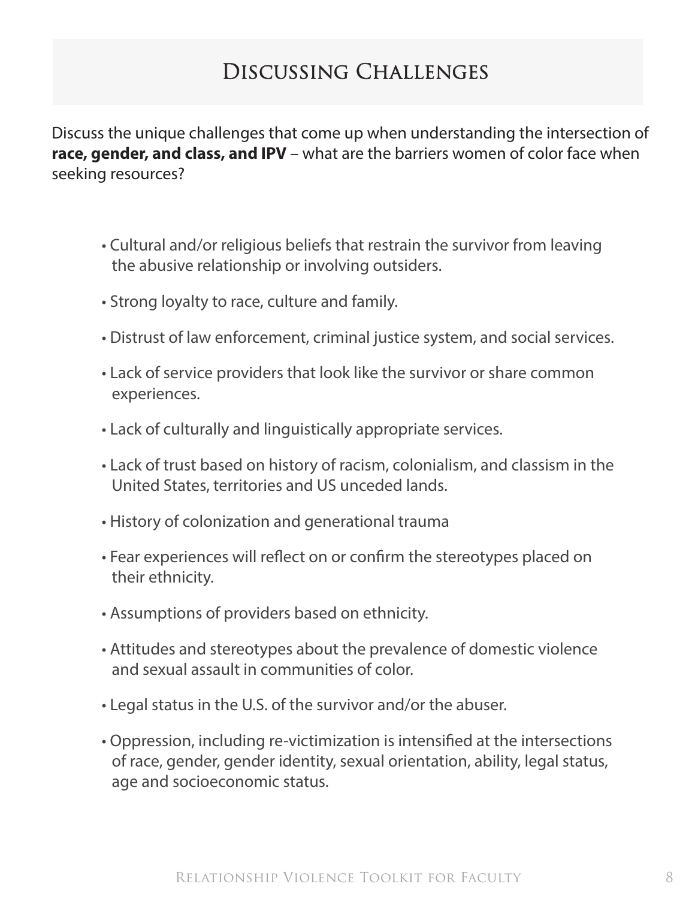# Discussing Challenges

Discuss the unique challenges that come up when understanding the intersection of **race, gender, and class, and IPV** – what are the barriers women of color face when seeking resources?

- Cultural and/or religious beliefs that restrain the survivor from leaving the abusive relationship or involving outsiders.
- Strong loyalty to race, culture and family.
- Distrust of law enforcement, criminal justice system, and social services.
- Lack of service providers that look like the survivor or share common experiences.
- Lack of culturally and linguistically appropriate services.
- Lack of trust based on history of racism, colonialism, and classism in the United States, territories and US unceded lands.
- History of colonization and generational trauma
- Fear experiences will reflect on or confirm the stereotypes placed on their ethnicity.
- Assumptions of providers based on ethnicity.
- Attitudes and stereotypes about the prevalence of domestic violence and sexual assault in communities of color.
- Legal status in the U.S. of the survivor and/or the abuser.
- Oppression, including re-victimization is intensified at the intersections of race, gender, gender identity, sexual orientation, ability, legal status, age and socioeconomic status.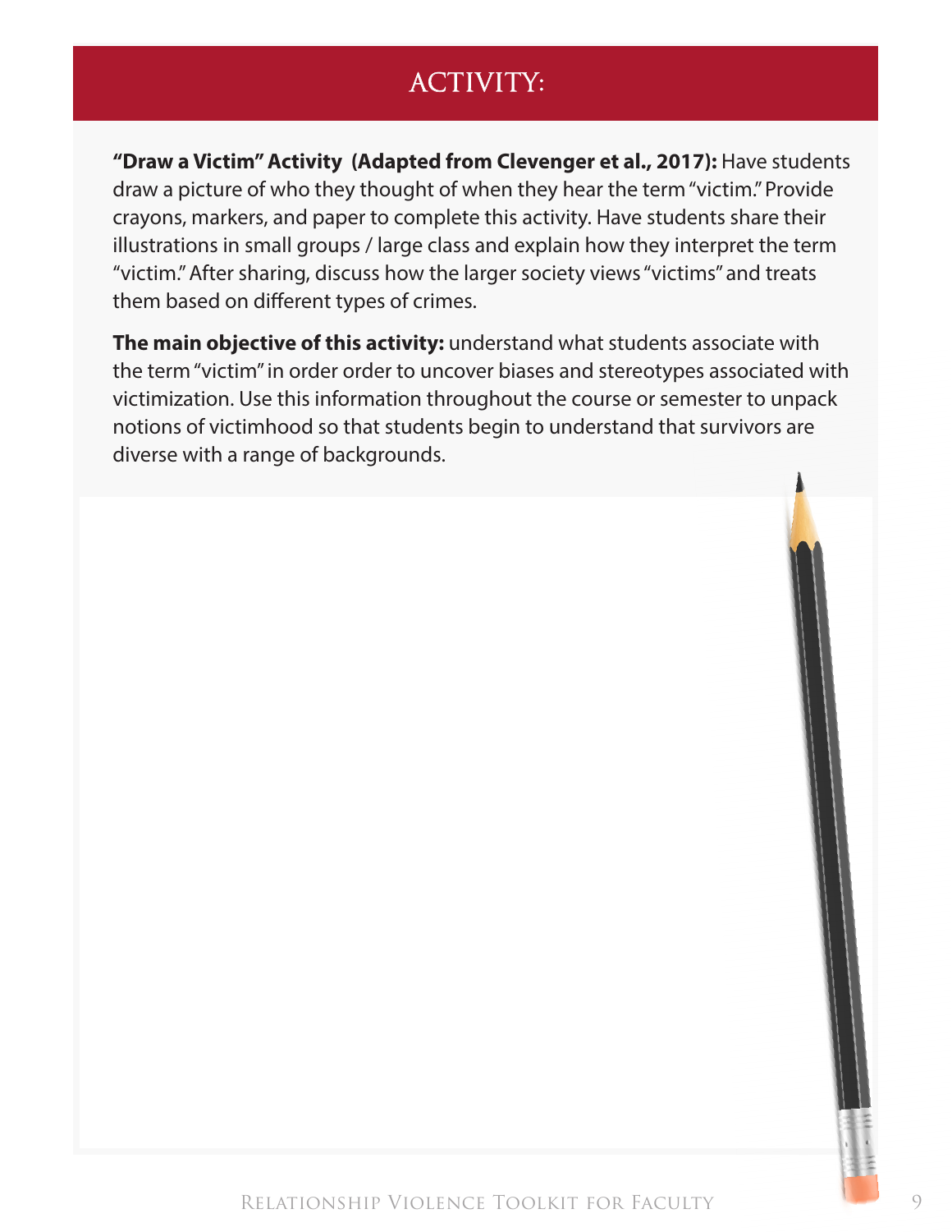# ACTIVITY:

**"Draw a Victim" Activity (Adapted from Clevenger et al., 2017):** Have students draw a picture of who they thought of when they hear the term "victim." Provide crayons, markers, and paper to complete this activity. Have students share their illustrations in small groups / large class and explain how they interpret the term "victim." After sharing, discuss how the larger society views "victims" and treats them based on different types of crimes.

**The main objective of this activity:** understand what students associate with the term "victim" in order order to uncover biases and stereotypes associated with victimization. Use this information throughout the course or semester to unpack notions of victimhood so that students begin to understand that survivors are diverse with a range of backgrounds.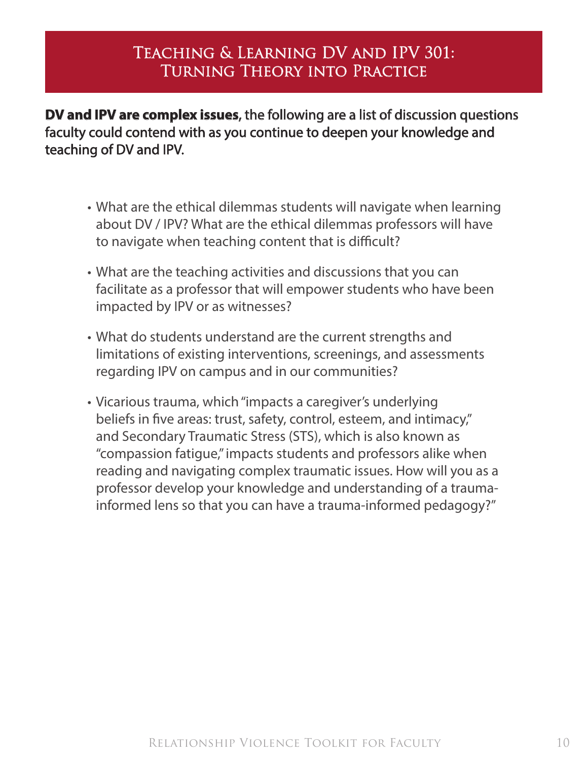# Teaching & Learning DV and IPV 301: Turning Theory into Practice

**DV and IPV are complex issues**, the following are a list of discussion questions faculty could contend with as you continue to deepen your knowledge and teaching of DV and IPV.

- What are the ethical dilemmas students will navigate when learning about DV / IPV? What are the ethical dilemmas professors will have to navigate when teaching content that is difficult?
- What are the teaching activities and discussions that you can facilitate as a professor that will empower students who have been impacted by IPV or as witnesses?
- What do students understand are the current strengths and limitations of existing interventions, screenings, and assessments regarding IPV on campus and in our communities?
- Vicarious trauma, which "impacts a caregiver's underlying beliefs in five areas: trust, safety, control, esteem, and intimacy," and Secondary Traumatic Stress (STS), which is also known as "compassion fatigue," impacts students and professors alike when reading and navigating complex traumatic issues. How will you as a professor develop your knowledge and understanding of a trauma-informed lens so that you can have a trauma-informed pedagogy?"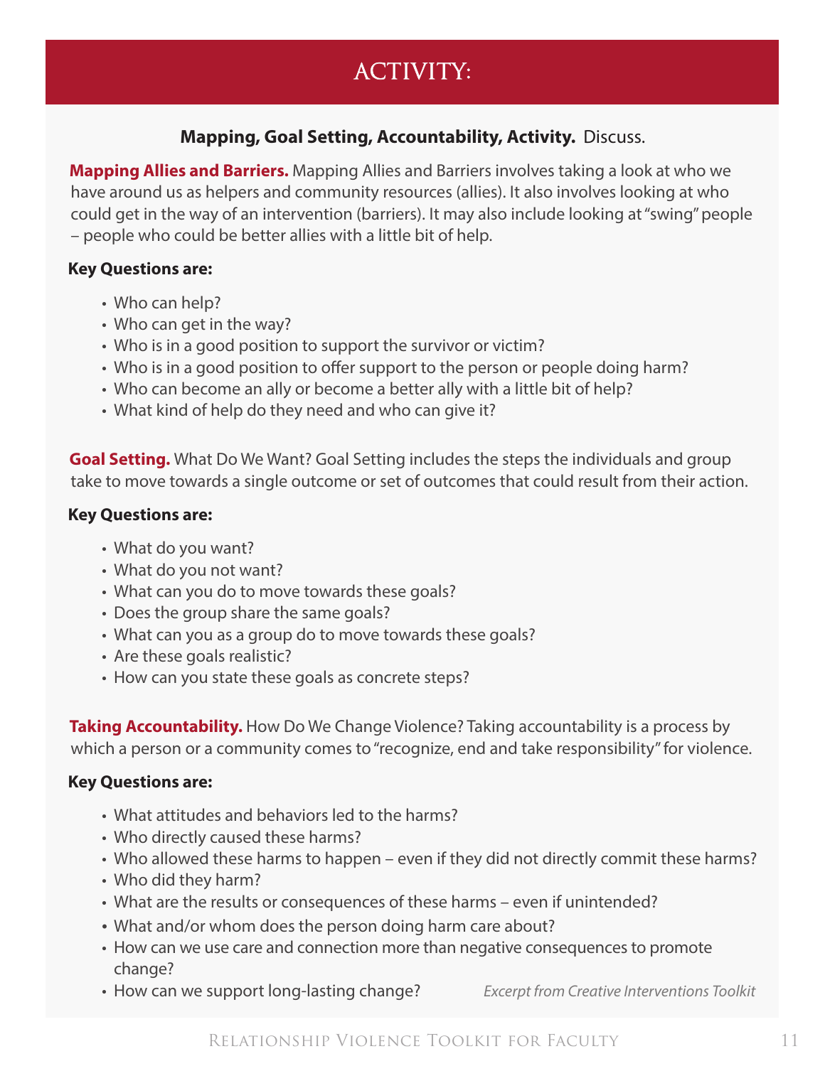# ACTIVITY:

**Mapping, Goal Setting, Accountability, Activity.** Discuss.

**Mapping Allies and Barriers.** Mapping Allies and Barriers involves taking a look at who we have around us as helpers and community resources (allies). It also involves looking at who could get in the way of an intervention (barriers). It may also include looking at "swing" people – people who could be better allies with a little bit of help.

**Key Questions are:**

- Who can help?
- Who can get in the way?
- Who is in a good position to support the survivor or victim?
- Who is in a good position to offer support to the person or people doing harm?
- Who can become an ally or become a better ally with a little bit of help?
- What kind of help do they need and who can give it?

**Goal Setting.** What Do We Want? Goal Setting includes the steps the individuals and group take to move towards a single outcome or set of outcomes that could result from their action.

**Key Questions are:**

- What do you want?
- What do you not want?
- What can you do to move towards these goals?
- Does the group share the same goals?
- What can you as a group do to move towards these goals?
- Are these goals realistic?
- How can you state these goals as concrete steps?

**Taking Accountability.** How Do We Change Violence? Taking accountability is a process by which a person or a community comes to "recognize, end and take responsibility" for violence.

**Key Questions are:**

- What attitudes and behaviors led to the harms?
- Who directly caused these harms?
- Who allowed these harms to happen – even if they did not directly commit these harms?
- Who did they harm?
- What are the results or consequences of these harms – even if unintended?
- What and/or whom does the person doing harm care about?
- How can we use care and connection more than negative consequences to promote change?
- How can we support long-lasting change?

*Excerpt from Creative Interventions Toolkit*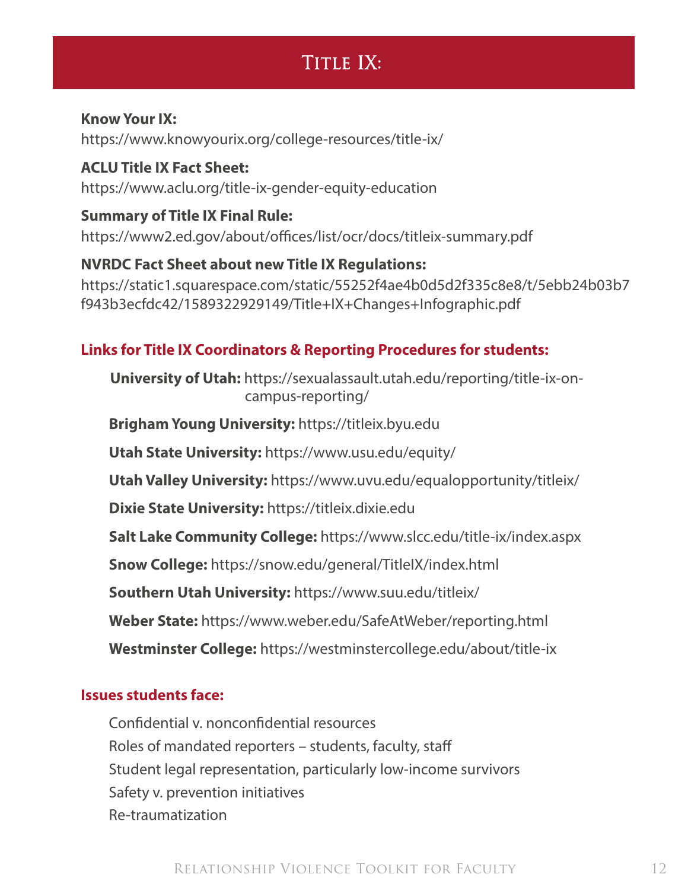# Title IX:

**Know Your IX:**
https://www.knowyourix.org/college-resources/title-ix/

**ACLU Title IX Fact Sheet:**
https://www.aclu.org/title-ix-gender-equity-education

**Summary of Title IX Final Rule:**
https://www2.ed.gov/about/offices/list/ocr/docs/titleix-summary.pdf

**NVRDC Fact Sheet about new Title IX Regulations:**
https://static1.squarespace.com/static/55252f4ae4b0d5d2f335c8e8/t/5ebb24b03b7f943b3ecfdc42/1589322929149/Title+IX+Changes+Infographic.pdf

## Links for Title IX Coordinators & Reporting Procedures for students:

**University of Utah:** https://sexualassault.utah.edu/reporting/title-ix-on-campus-reporting/

**Brigham Young University:** https://titleix.byu.edu

**Utah State University:** https://www.usu.edu/equity/

**Utah Valley University:** https://www.uvu.edu/equalopportunity/titleix/

**Dixie State University:** https://titleix.dixie.edu

**Salt Lake Community College:** https://www.slcc.edu/title-ix/index.aspx

**Snow College:** https://snow.edu/general/TitleIX/index.html

**Southern Utah University:** https://www.suu.edu/titleix/

**Weber State:** https://www.weber.edu/SafeAtWeber/reporting.html

**Westminster College:** https://westminstercollege.edu/about/title-ix

## Issues students face:

Confidential v. nonconfidential resources
Roles of mandated reporters – students, faculty, staff
Student legal representation, particularly low-income survivors
Safety v. prevention initiatives
Re-traumatization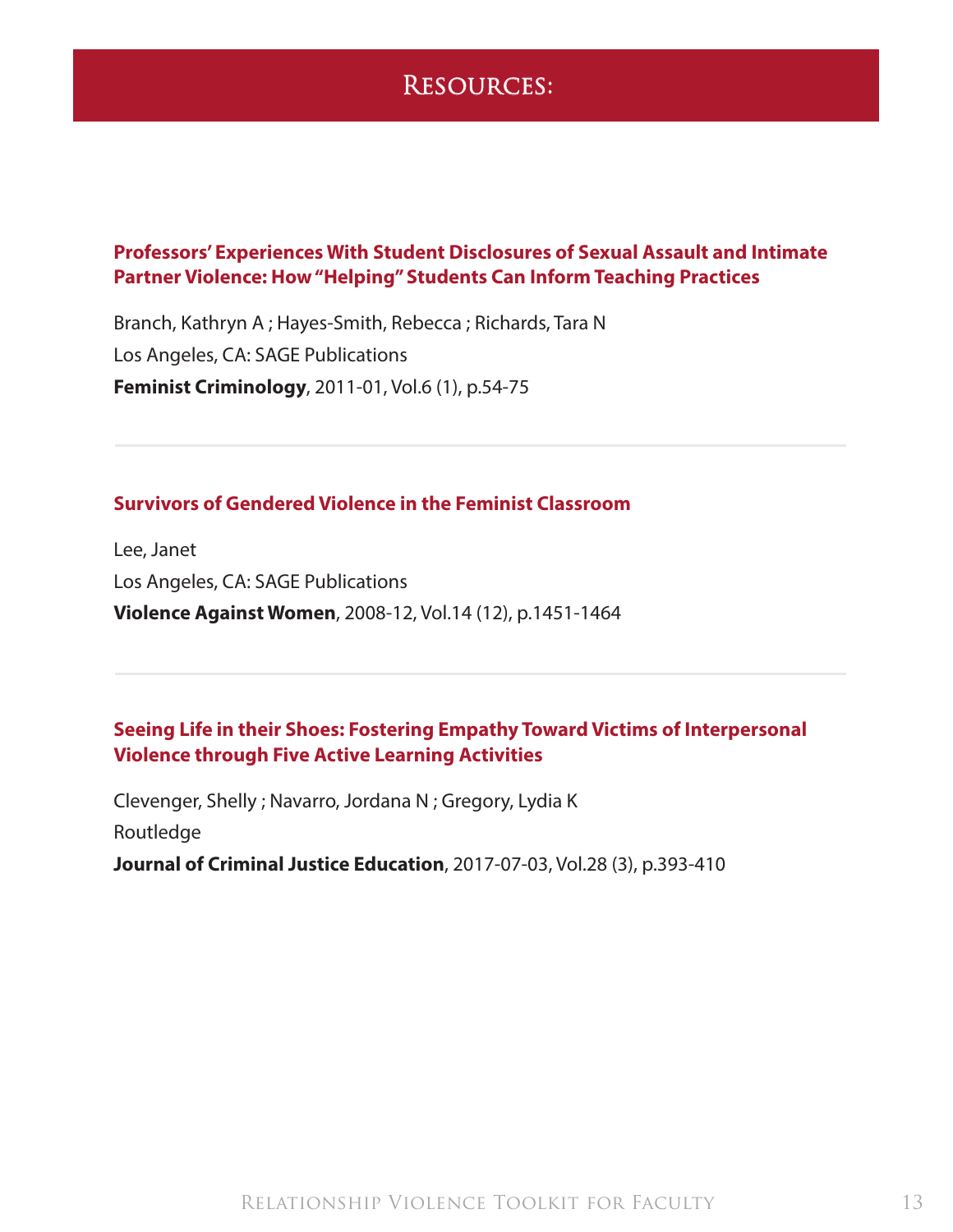# Resources:

### Professors' Experiences With Student Disclosures of Sexual Assault and Intimate Partner Violence: How "Helping" Students Can Inform Teaching Practices

Branch, Kathryn A ; Hayes-Smith, Rebecca ; Richards, Tara N

Los Angeles, CA: SAGE Publications

**Feminist Criminology**, 2011-01, Vol.6 (1), p.54-75

---

### Survivors of Gendered Violence in the Feminist Classroom

Lee, Janet

Los Angeles, CA: SAGE Publications

**Violence Against Women**, 2008-12, Vol.14 (12), p.1451-1464

---

### Seeing Life in their Shoes: Fostering Empathy Toward Victims of Interpersonal Violence through Five Active Learning Activities

Clevenger, Shelly ; Navarro, Jordana N ; Gregory, Lydia K

Routledge

**Journal of Criminal Justice Education**, 2017-07-03, Vol.28 (3), p.393-410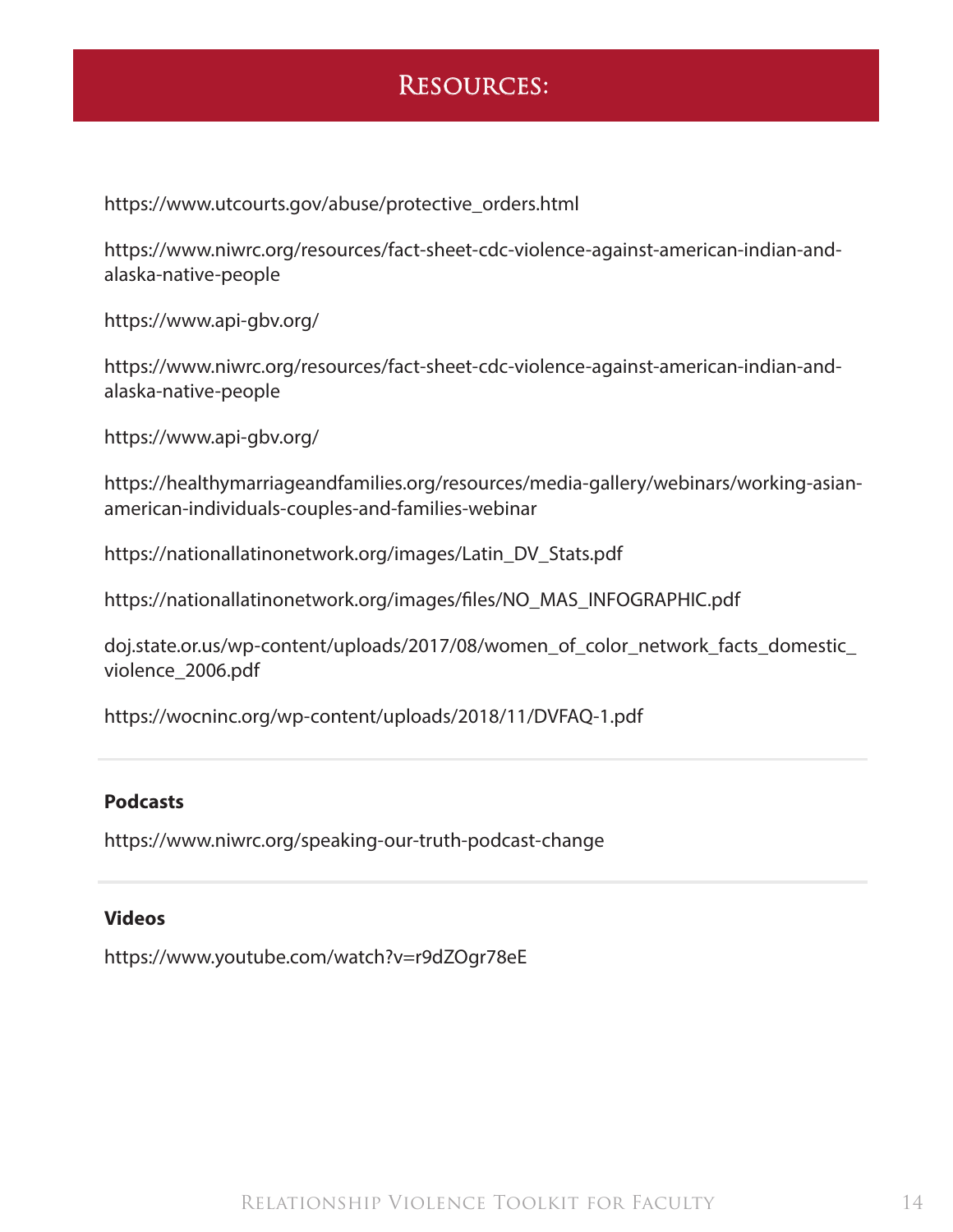# Resources:

https://www.utcourts.gov/abuse/protective_orders.html

https://www.niwrc.org/resources/fact-sheet-cdc-violence-against-american-indian-and-alaska-native-people

https://www.api-gbv.org/

https://www.niwrc.org/resources/fact-sheet-cdc-violence-against-american-indian-and-alaska-native-people

https://www.api-gbv.org/

https://healthymarriageandfamilies.org/resources/media-gallery/webinars/working-asian-american-individuals-couples-and-families-webinar

https://nationallatinonetwork.org/images/Latin_DV_Stats.pdf

https://nationallatinonetwork.org/images/files/NO_MAS_INFOGRAPHIC.pdf

doj.state.or.us/wp-content/uploads/2017/08/women_of_color_network_facts_domestic_violence_2006.pdf

https://wocninc.org/wp-content/uploads/2018/11/DVFAQ-1.pdf

---

**Podcasts**

https://www.niwrc.org/speaking-our-truth-podcast-change

---

**Videos**

https://www.youtube.com/watch?v=r9dZOgr78eE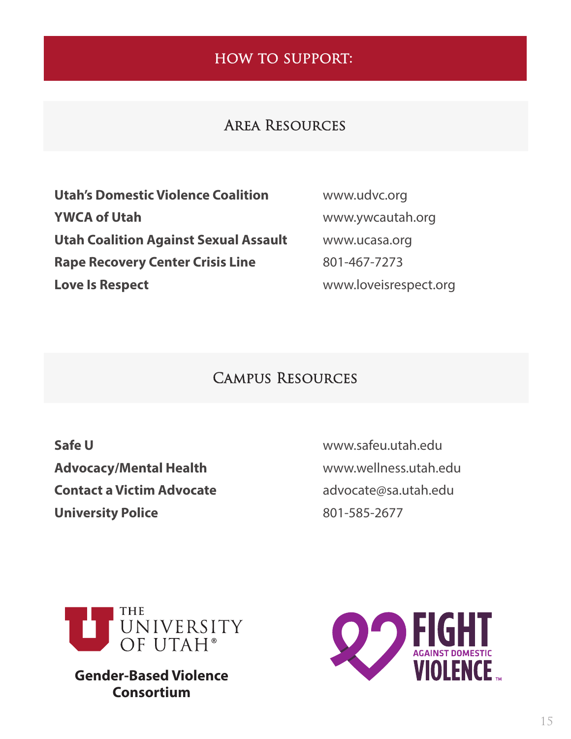# HOW TO SUPPORT:

## Area Resources

| | |
|---|---|
| **Utah's Domestic Violence Coalition** | www.udvc.org |
| **YWCA of Utah** | www.ywcautah.org |
| **Utah Coalition Against Sexual Assault** | www.ucasa.org |
| **Rape Recovery Center Crisis Line** | 801-467-7273 |
| **Love Is Respect** | www.loveisrespect.org |

## Campus Resources

| | |
|---|---|
| **Safe U** | www.safeu.utah.edu |
| **Advocacy/Mental Health** | www.wellness.utah.edu |
| **Contact a Victim Advocate** | advocate@sa.utah.edu |
| **University Police** | 801-585-2677 |

THE UNIVERSITY OF UTAH®

**Gender-Based Violence Consortium**

FIGHT AGAINST DOMESTIC VIOLENCE™